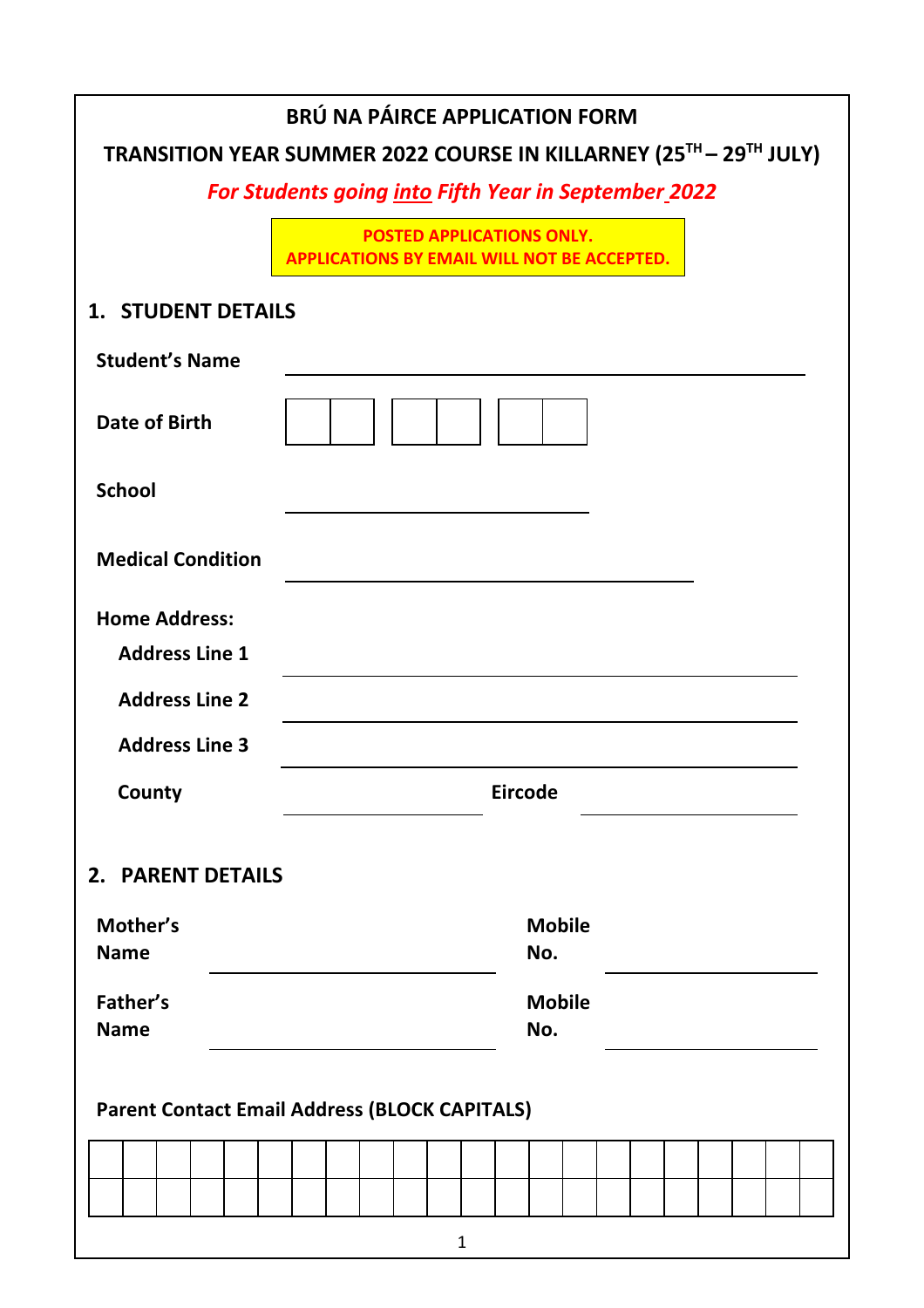# BRÚ NA PÁIRCE APPLICATION FORM

## TRANSITION YEAR SUMMER 2022 COURSE IN KILLARNEY (25TH – 29TH JULY)

***For Students going into Fifth Year in September 2022***

**POSTED APPLICATIONS ONLY.**
**APPLICATIONS BY EMAIL WILL NOT BE ACCEPTED.**

## 1. STUDENT DETAILS

**Student's Name** ______________________________

**Date of Birth** | | | | | | | |

**School** ______________________________

**Medical Condition** ______________________________

**Home Address:**

**Address Line 1** ______________________________

**Address Line 2** ______________________________

**Address Line 3** ______________________________

**County** ______________ **Eircode** ______________

## 2. PARENT DETAILS

**Mother's Name** ______________________ **Mobile No.** ______________

**Father's Name** ______________________ **Mobile No.** ______________

**Parent Contact Email Address (BLOCK CAPITALS)**

| | | | | | | | | | | | | | | | | | | | | | |
|---|---|---|---|---|---|---|---|---|---|---|---|---|---|---|---|---|---|---|---|---|---|
| | | | | | | | | | | | | | | | | | | | | | |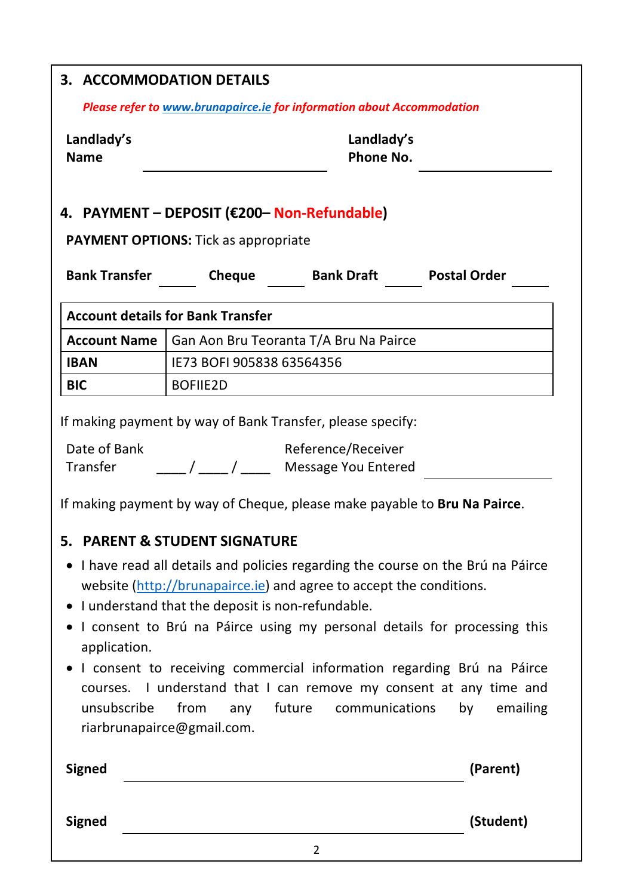## 3. ACCOMMODATION DETAILS

*Please refer to www.brunapairce.ie for information about Accommodation*

**Landlady's Name** ______________________ **Landlady's Phone No.** ______________________

## 4. PAYMENT – DEPOSIT (€200– Non-Refundable)

**PAYMENT OPTIONS:** Tick as appropriate

**Bank Transfer** _____ **Cheque** _____ **Bank Draft** _____ **Postal Order** _____

| Account details for Bank Transfer | |
|---|---|
| **Account Name** | Gan Aon Bru Teoranta T/A Bru Na Pairce |
| **IBAN** | IE73 BOFI 905838 63564356 |
| **BIC** | BOFIIE2D |

If making payment by way of Bank Transfer, please specify:

Date of Bank Transfer ____ / ____ / ____ Reference/Receiver Message You Entered ______________________

If making payment by way of Cheque, please make payable to **Bru Na Pairce**.

## 5. PARENT & STUDENT SIGNATURE

- I have read all details and policies regarding the course on the Brú na Páirce website (http://brunapairce.ie) and agree to accept the conditions.
- I understand that the deposit is non-refundable.
- I consent to Brú na Páirce using my personal details for processing this application.
- I consent to receiving commercial information regarding Brú na Páirce courses. I understand that I can remove my consent at any time and unsubscribe from any future communications by emailing riarbrunapairce@gmail.com.

**Signed** ______________________________________ **(Parent)**

**Signed** ______________________________________ **(Student)**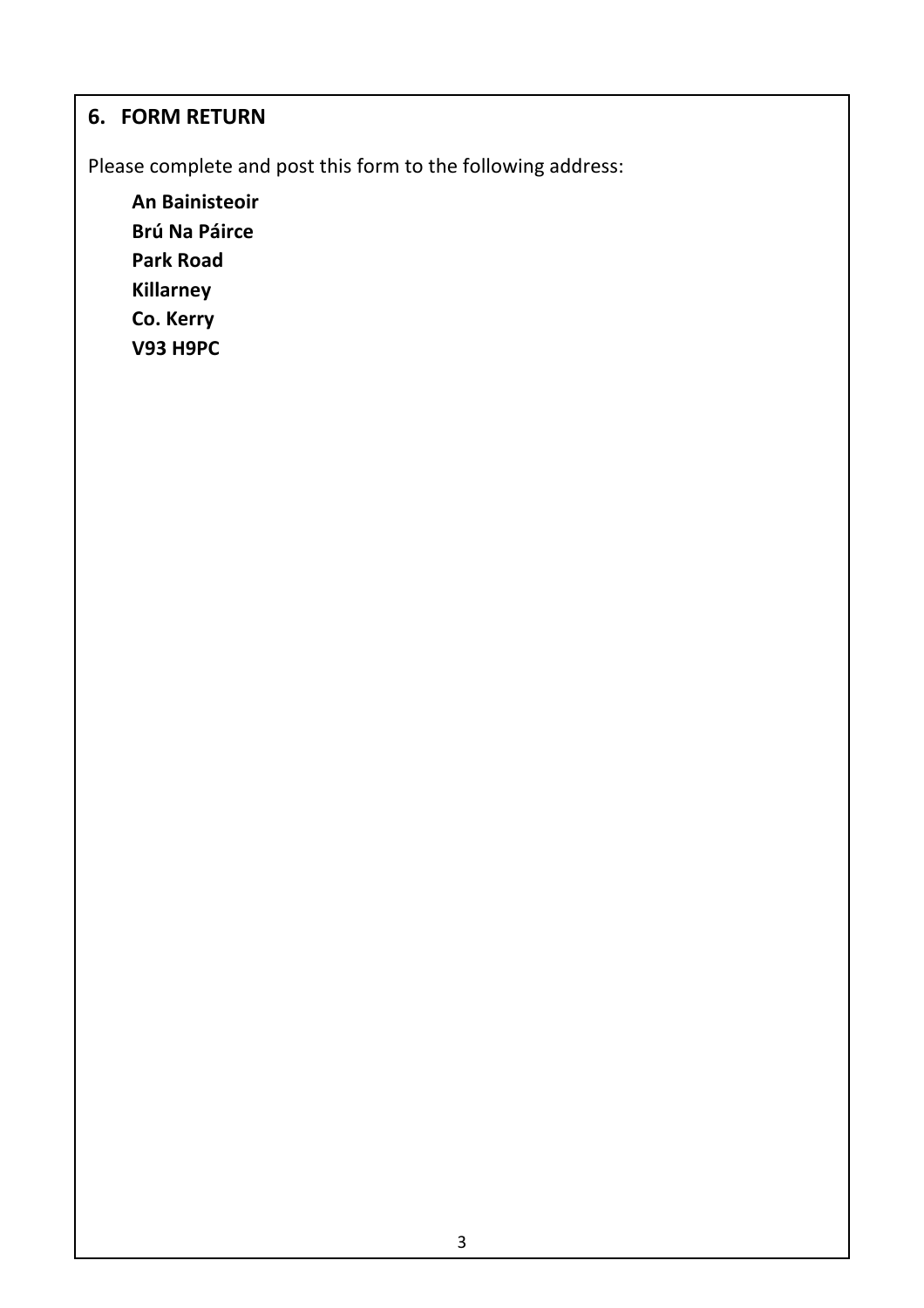## 6. FORM RETURN

Please complete and post this form to the following address:

**An Bainisteoir**
**Brú Na Páirce**
**Park Road**
**Killarney**
**Co. Kerry**
**V93 H9PC**